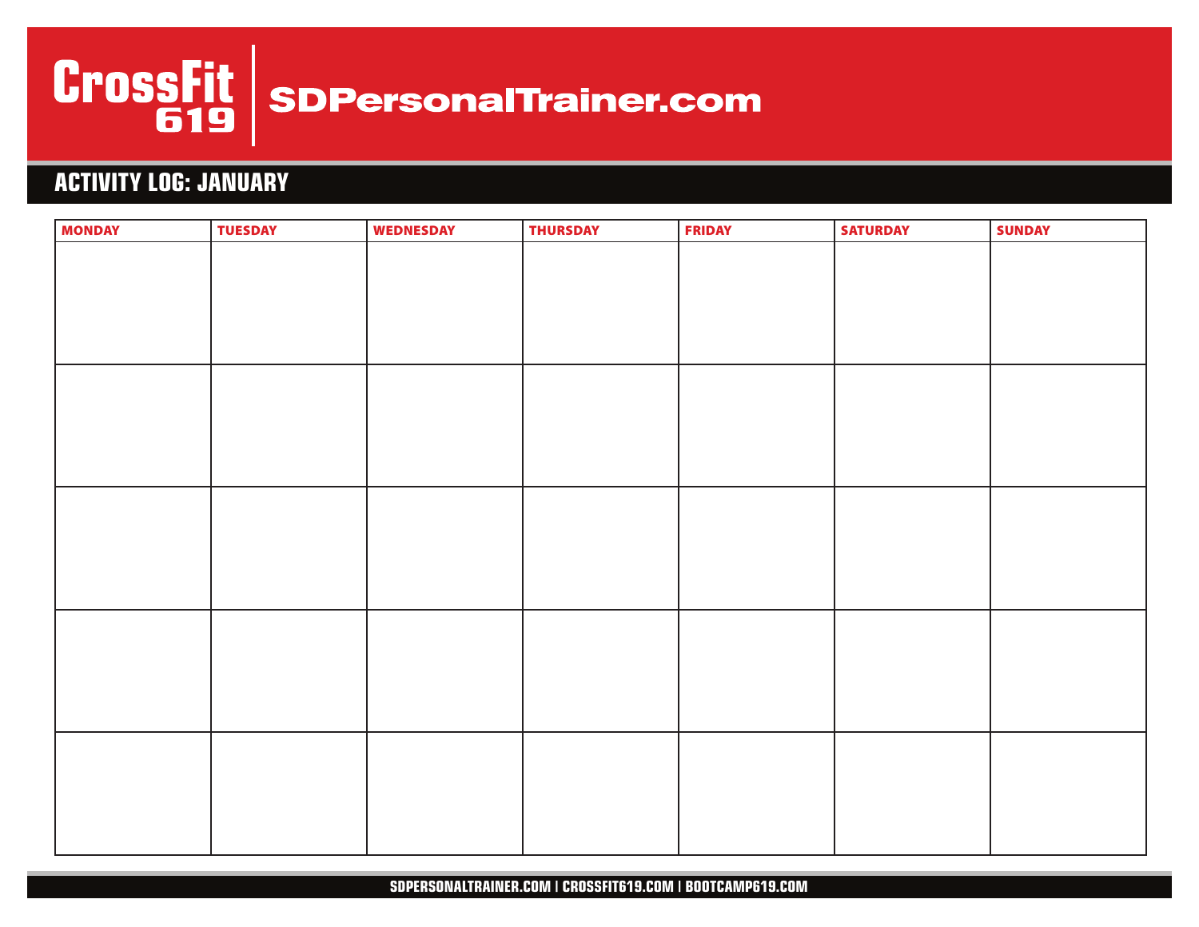CrossFit 619 | SDPersonalTrainer.com

## ACTIVITY LOG: JANUARY

| MONDAY | TUESDAY | WEDNESDAY | THURSDAY | FRIDAY | SATURDAY | SUNDAY |
|---|---|---|---|---|---|---|
| | | | | | | |
| | | | | | | |
| | | | | | | |
| | | | | | | |
| | | | | | | |

SDPERSONALTRAINER.COM | CROSSFIT619.COM | BOOTCAMP619.COM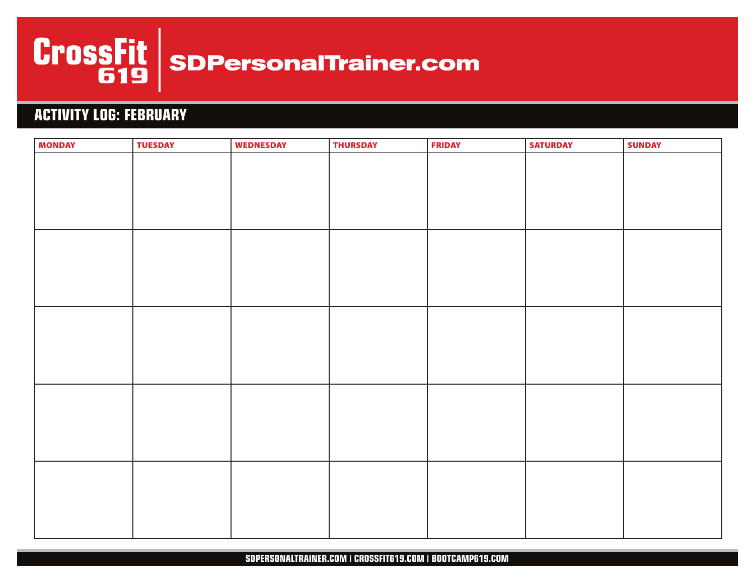CrossFit 619 | SDPersonalTrainer.com

## ACTIVITY LOG: FEBRUARY

| MONDAY | TUESDAY | WEDNESDAY | THURSDAY | FRIDAY | SATURDAY | SUNDAY |
|---|---|---|---|---|---|---|
| | | | | | | |
| | | | | | | |
| | | | | | | |
| | | | | | | |
| | | | | | | |

SDPERSONALTRAINER.COM | CROSSFIT619.COM | BOOTCAMP619.COM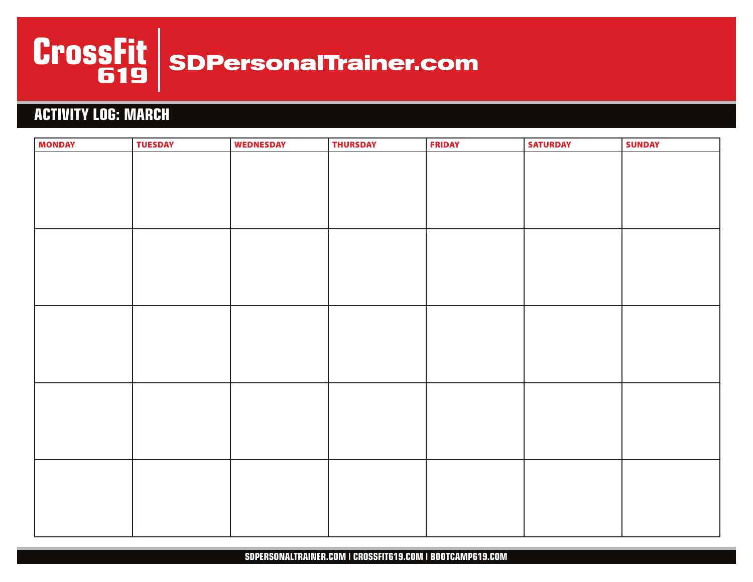CrossFit 619 | SDPersonalTrainer.com

## ACTIVITY LOG: MARCH

| MONDAY | TUESDAY | WEDNESDAY | THURSDAY | FRIDAY | SATURDAY | SUNDAY |
|---|---|---|---|---|---|---|
| | | | | | | |
| | | | | | | |
| | | | | | | |
| | | | | | | |
| | | | | | | |

SDPERSONALTRAINER.COM | CROSSFIT619.COM | BOOTCAMP619.COM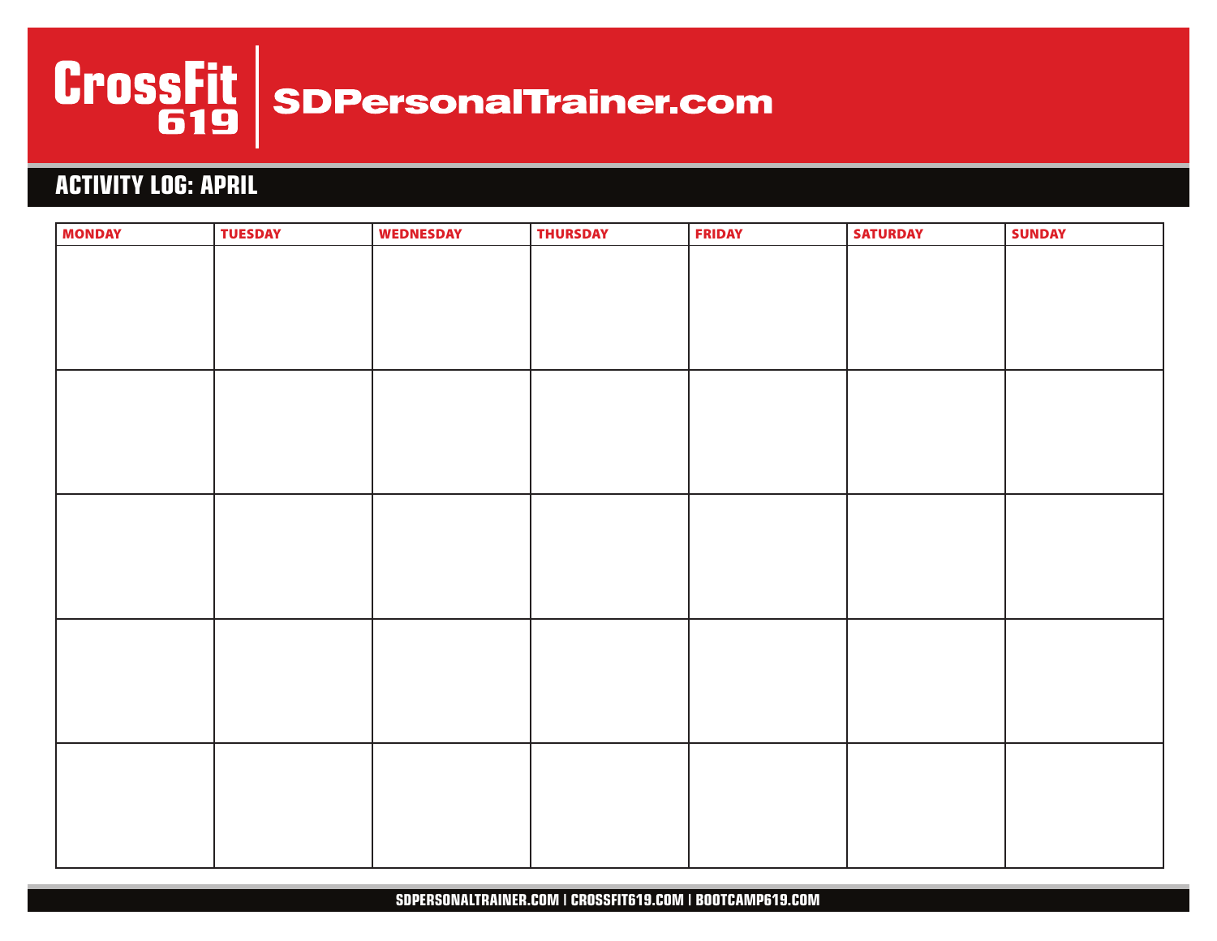CrossFit 619 | SDPersonalTrainer.com

## ACTIVITY LOG: APRIL

| MONDAY | TUESDAY | WEDNESDAY | THURSDAY | FRIDAY | SATURDAY | SUNDAY |
|---|---|---|---|---|---|---|
| | | | | | | |
| | | | | | | |
| | | | | | | |
| | | | | | | |
| | | | | | | |

SDPERSONALTRAINER.COM | CROSSFIT619.COM | BOOTCAMP619.COM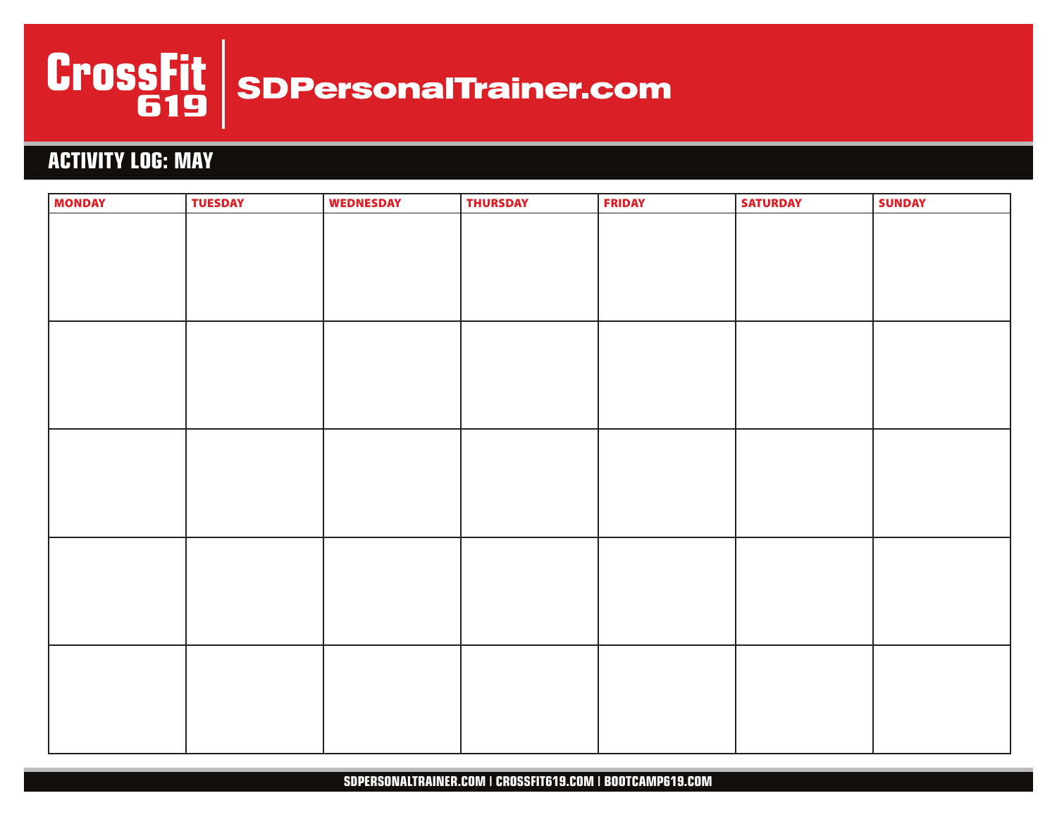CrossFit 619 | SDPersonalTrainer.com

## ACTIVITY LOG: MAY

| MONDAY | TUESDAY | WEDNESDAY | THURSDAY | FRIDAY | SATURDAY | SUNDAY |
|---|---|---|---|---|---|---|
| | | | | | | |
| | | | | | | |
| | | | | | | |
| | | | | | | |
| | | | | | | |

SDPERSONALTRAINER.COM | CROSSFIT619.COM | BOOTCAMP619.COM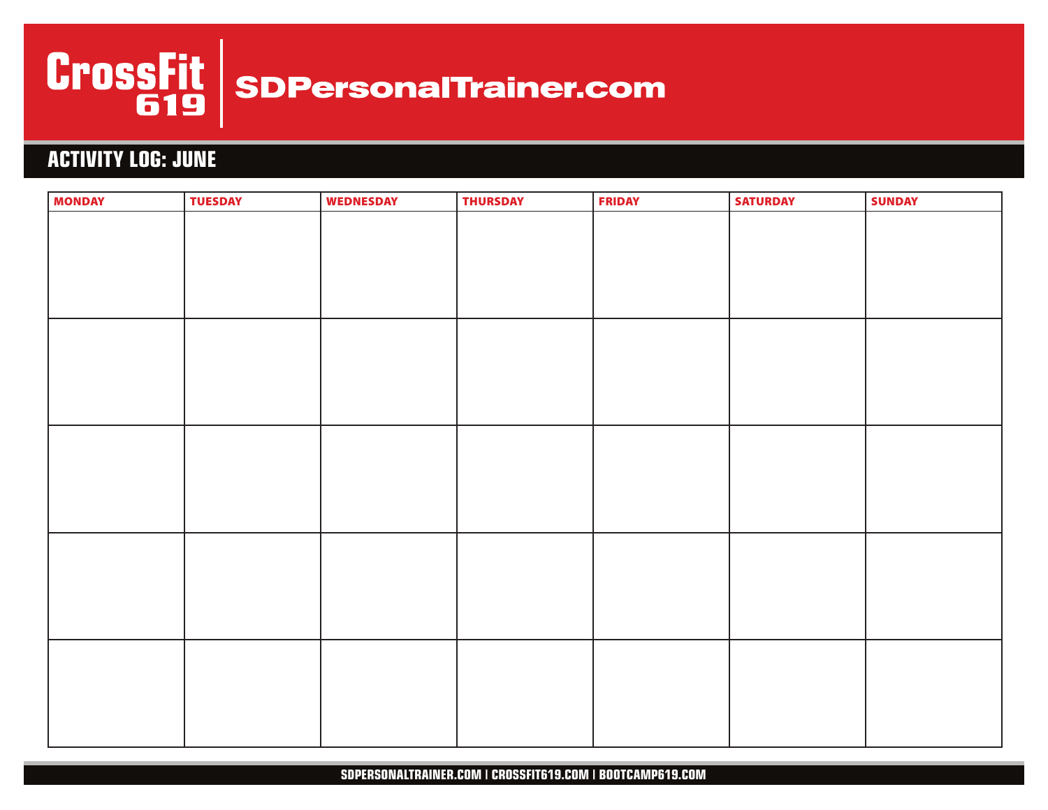# CrossFit 619 | SDPersonalTrainer.com

## ACTIVITY LOG: JUNE

| MONDAY | TUESDAY | WEDNESDAY | THURSDAY | FRIDAY | SATURDAY | SUNDAY |
|---|---|---|---|---|---|---|
| | | | | | | |
| | | | | | | |
| | | | | | | |
| | | | | | | |
| | | | | | | |

SDPERSONALTRAINER.COM | CROSSFIT619.COM | BOOTCAMP619.COM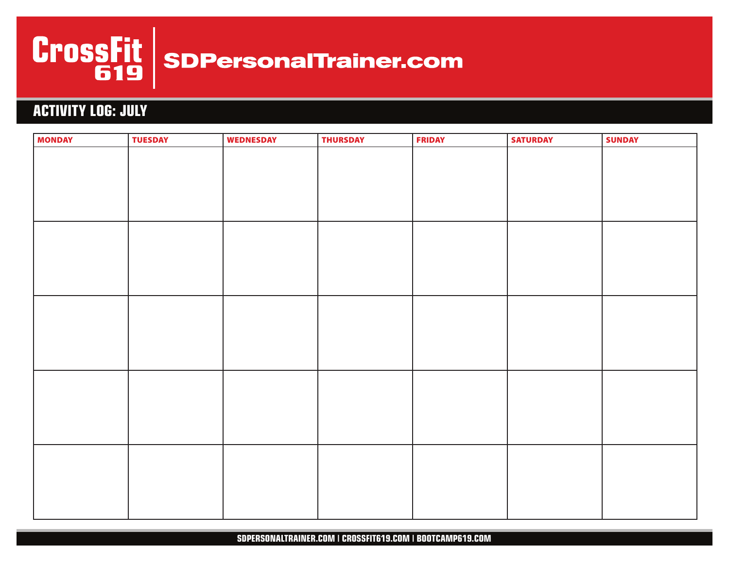CrossFit 619 | SDPersonalTrainer.com

## ACTIVITY LOG: JULY

| MONDAY | TUESDAY | WEDNESDAY | THURSDAY | FRIDAY | SATURDAY | SUNDAY |
|---|---|---|---|---|---|---|
| | | | | | | |
| | | | | | | |
| | | | | | | |
| | | | | | | |
| | | | | | | |

SDPERSONALTRAINER.COM | CROSSFIT619.COM | BOOTCAMP619.COM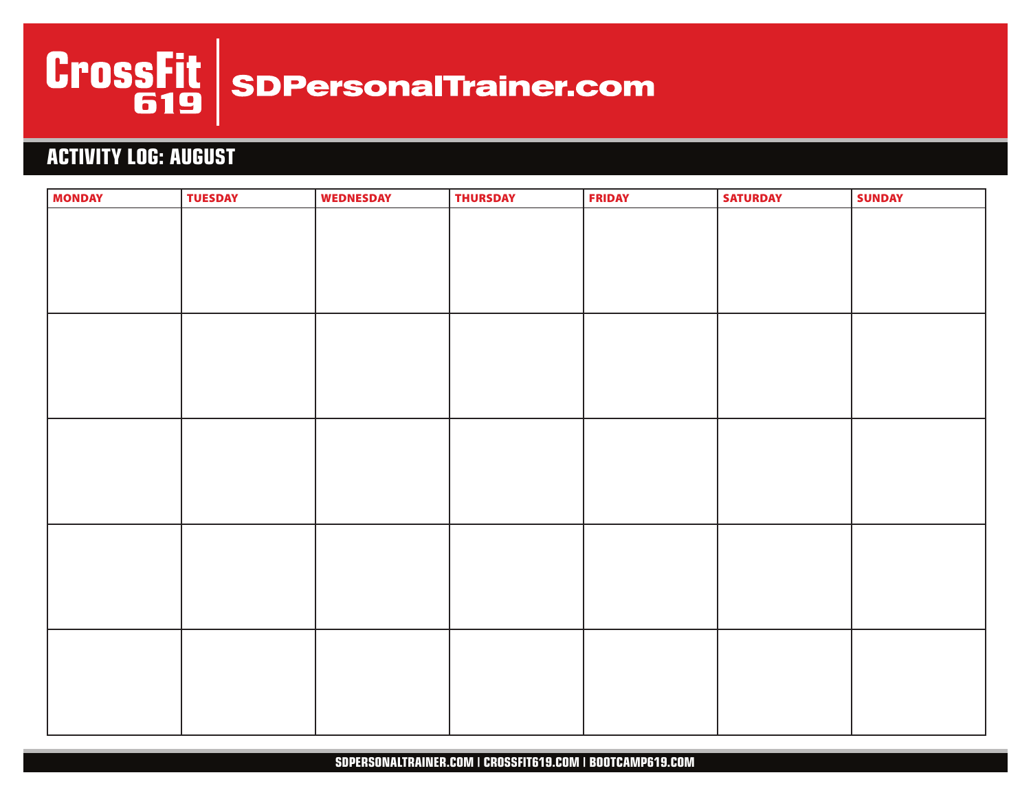CrossFit 619 | SDPersonalTrainer.com

## ACTIVITY LOG: AUGUST

| MONDAY | TUESDAY | WEDNESDAY | THURSDAY | FRIDAY | SATURDAY | SUNDAY |
| --- | --- | --- | --- | --- | --- | --- |
| | | | | | | |
| | | | | | | |
| | | | | | | |
| | | | | | | |
| | | | | | | |

SDPERSONALTRAINER.COM | CROSSFIT619.COM | BOOTCAMP619.COM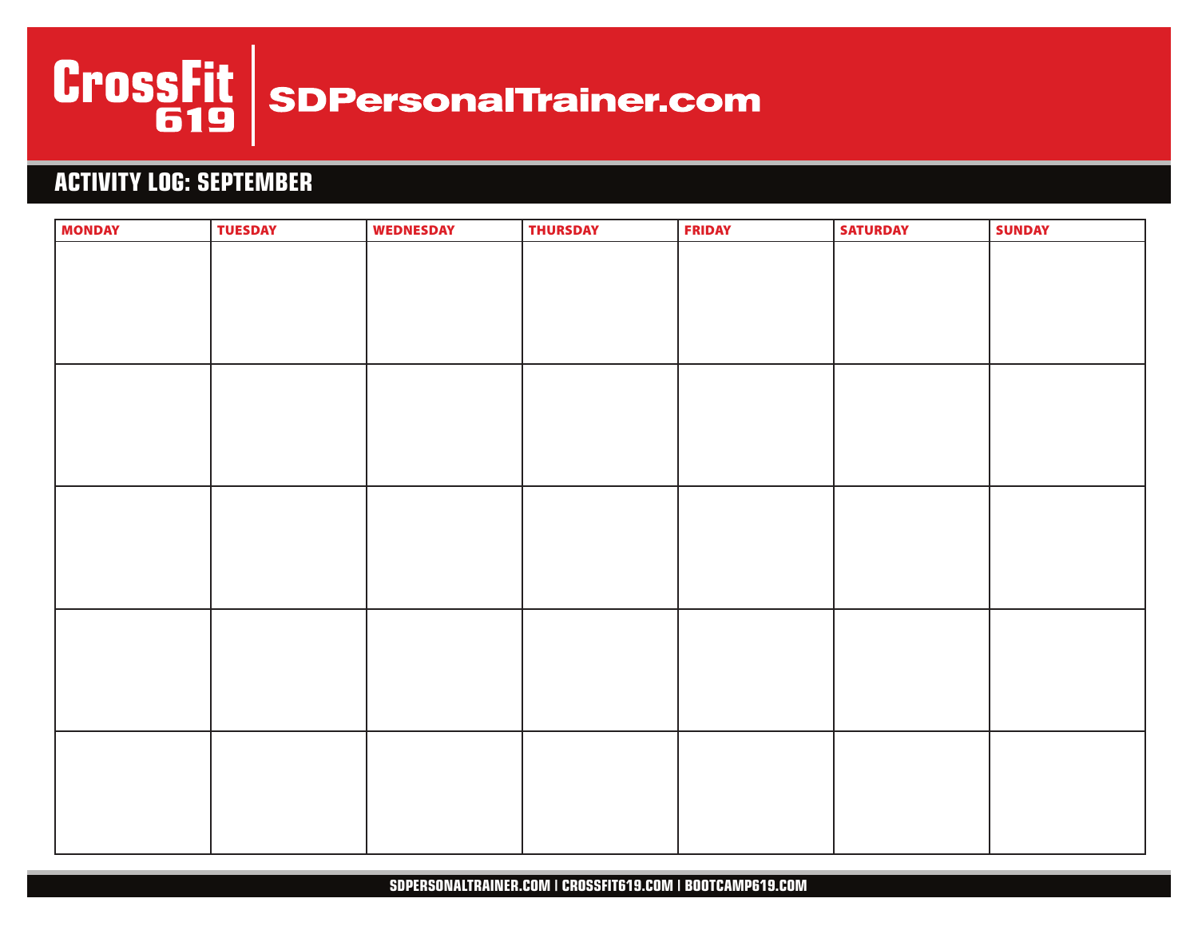CrossFit 619 | SDPersonalTrainer.com

## ACTIVITY LOG: SEPTEMBER

| MONDAY | TUESDAY | WEDNESDAY | THURSDAY | FRIDAY | SATURDAY | SUNDAY |
|---|---|---|---|---|---|---|
| | | | | | | |
| | | | | | | |
| | | | | | | |
| | | | | | | |
| | | | | | | |

SDPERSONALTRAINER.COM | CROSSFIT619.COM | BOOTCAMP619.COM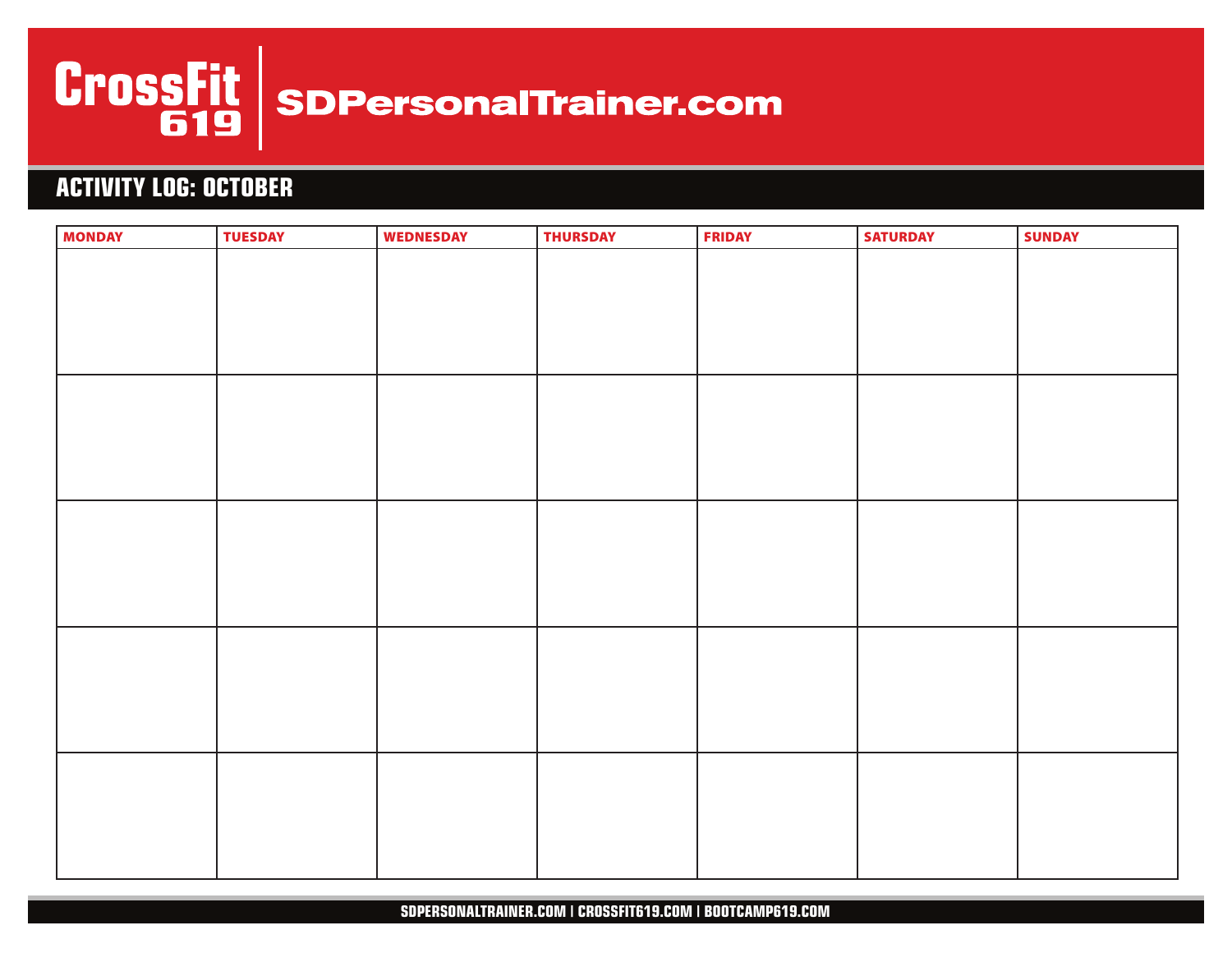CrossFit 619 | SDPersonalTrainer.com

## ACTIVITY LOG: OCTOBER

| MONDAY | TUESDAY | WEDNESDAY | THURSDAY | FRIDAY | SATURDAY | SUNDAY |
| --- | --- | --- | --- | --- | --- | --- |
| | | | | | | |
| | | | | | | |
| | | | | | | |
| | | | | | | |
| | | | | | | |

SDPERSONALTRAINER.COM | CROSSFIT619.COM | BOOTCAMP619.COM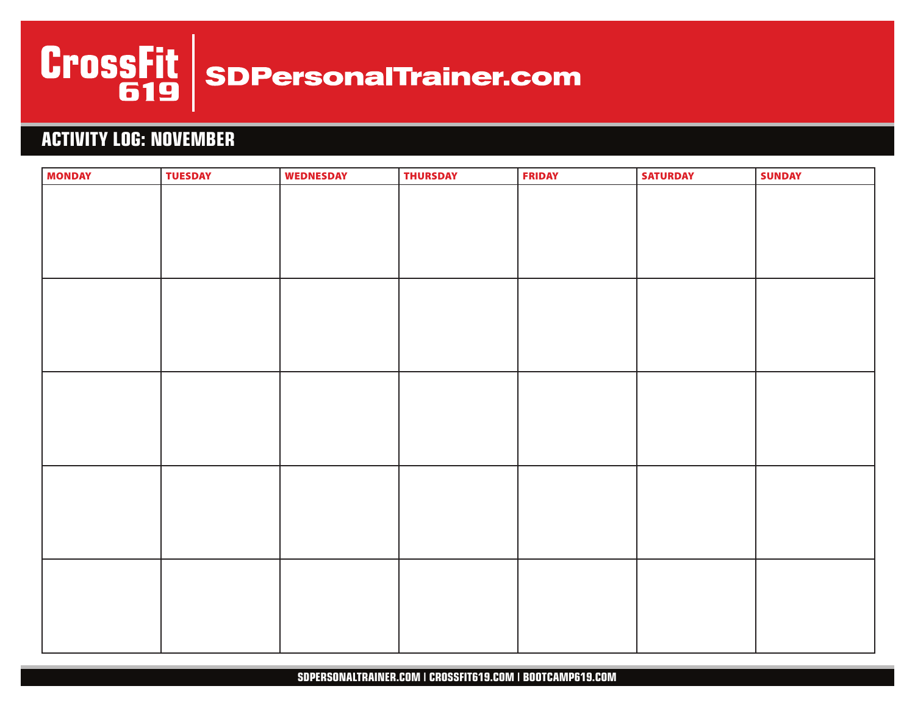CrossFit 619 | SDPersonalTrainer.com

## ACTIVITY LOG: NOVEMBER

| MONDAY | TUESDAY | WEDNESDAY | THURSDAY | FRIDAY | SATURDAY | SUNDAY |
|---|---|---|---|---|---|---|
| | | | | | | |
| | | | | | | |
| | | | | | | |
| | | | | | | |
| | | | | | | |

SDPERSONALTRAINER.COM | CROSSFIT619.COM | BOOTCAMP619.COM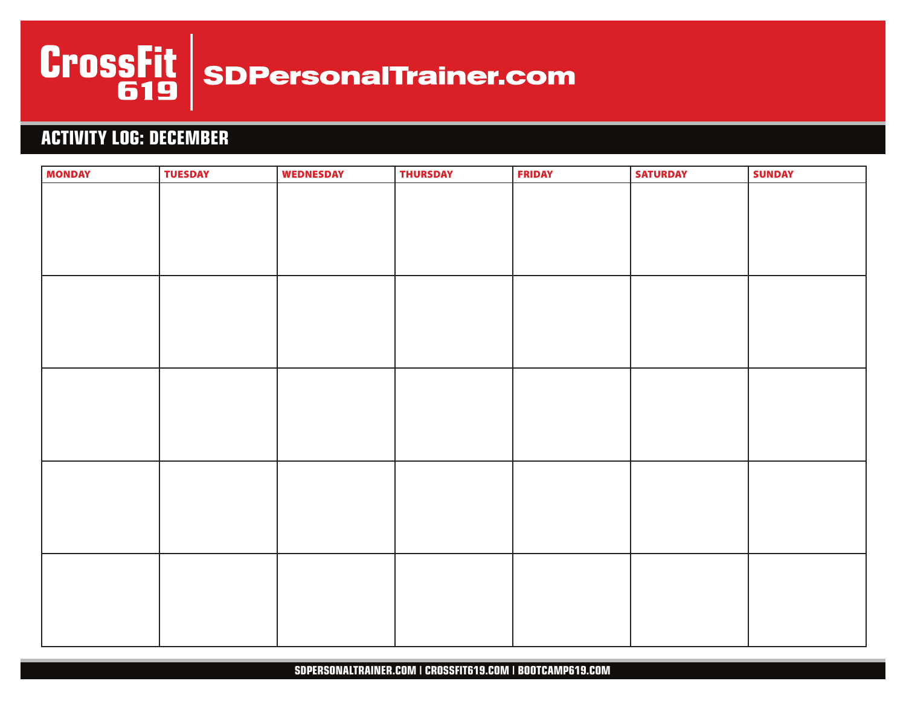CrossFit 619 | SDPersonalTrainer.com

## ACTIVITY LOG: DECEMBER

| MONDAY | TUESDAY | WEDNESDAY | THURSDAY | FRIDAY | SATURDAY | SUNDAY |
|---|---|---|---|---|---|---|
| | | | | | | |
| | | | | | | |
| | | | | | | |
| | | | | | | |
| | | | | | | |

SDPERSONALTRAINER.COM | CROSSFIT619.COM | BOOTCAMP619.COM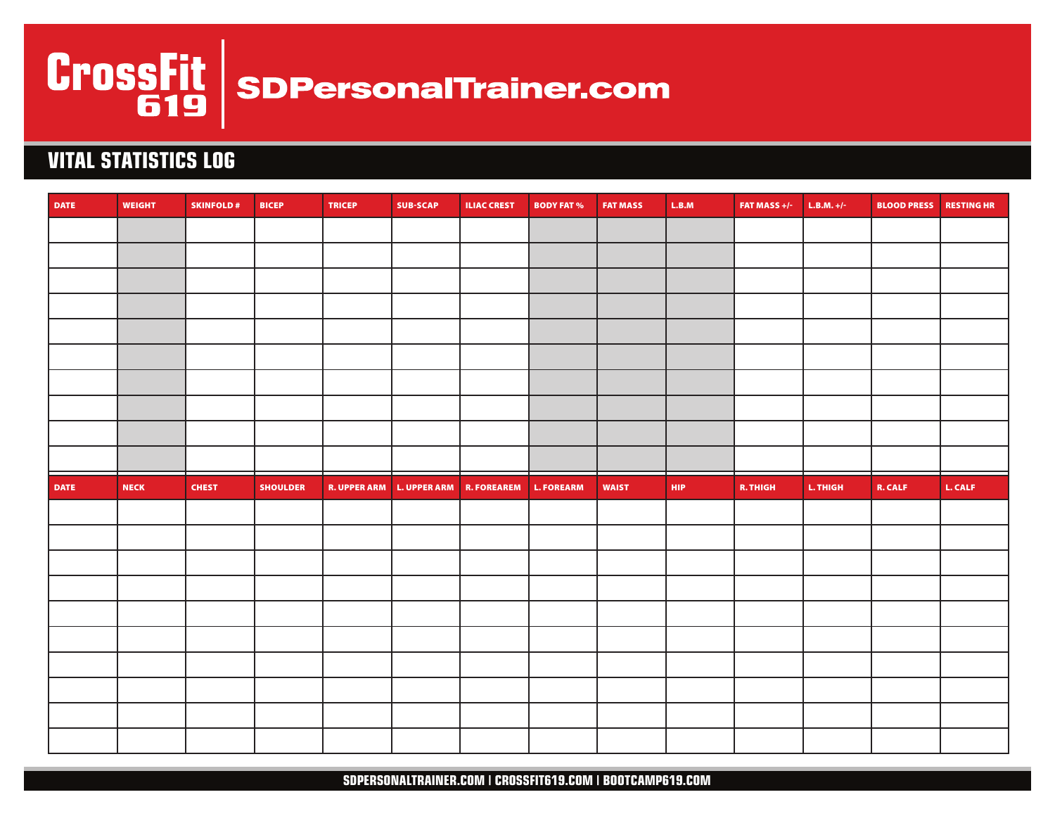CrossFit 619 | SDPersonalTrainer.com

## VITAL STATISTICS LOG

| DATE | WEIGHT | SKINFOLD # | BICEP | TRICEP | SUB-SCAP | ILIAC CREST | BODY FAT % | FAT MASS | L.B.M | FAT MASS +/- | L.B.M. +/- | BLOOD PRESS | RESTING HR |
|---|---|---|---|---|---|---|---|---|---|---|---|---|---|
| | | | | | | | | | | | | | |
| | | | | | | | | | | | | | |
| | | | | | | | | | | | | | |
| | | | | | | | | | | | | | |
| | | | | | | | | | | | | | |
| | | | | | | | | | | | | | |
| | | | | | | | | | | | | | |
| | | | | | | | | | | | | | |
| | | | | | | | | | | | | | |
| | | | | | | | | | | | | | |

| DATE | NECK | CHEST | SHOULDER | R. UPPER ARM | L. UPPER ARM | R. FOREAREM | L. FOREARM | WAIST | HIP | R. THIGH | L. THIGH | R. CALF | L. CALF |
|---|---|---|---|---|---|---|---|---|---|---|---|---|---|
| | | | | | | | | | | | | | |
| | | | | | | | | | | | | | |
| | | | | | | | | | | | | | |
| | | | | | | | | | | | | | |
| | | | | | | | | | | | | | |
| | | | | | | | | | | | | | |
| | | | | | | | | | | | | | |
| | | | | | | | | | | | | | |
| | | | | | | | | | | | | | |
| | | | | | | | | | | | | | |

SDPERSONALTRAINER.COM | CROSSFIT619.COM | BOOTCAMP619.COM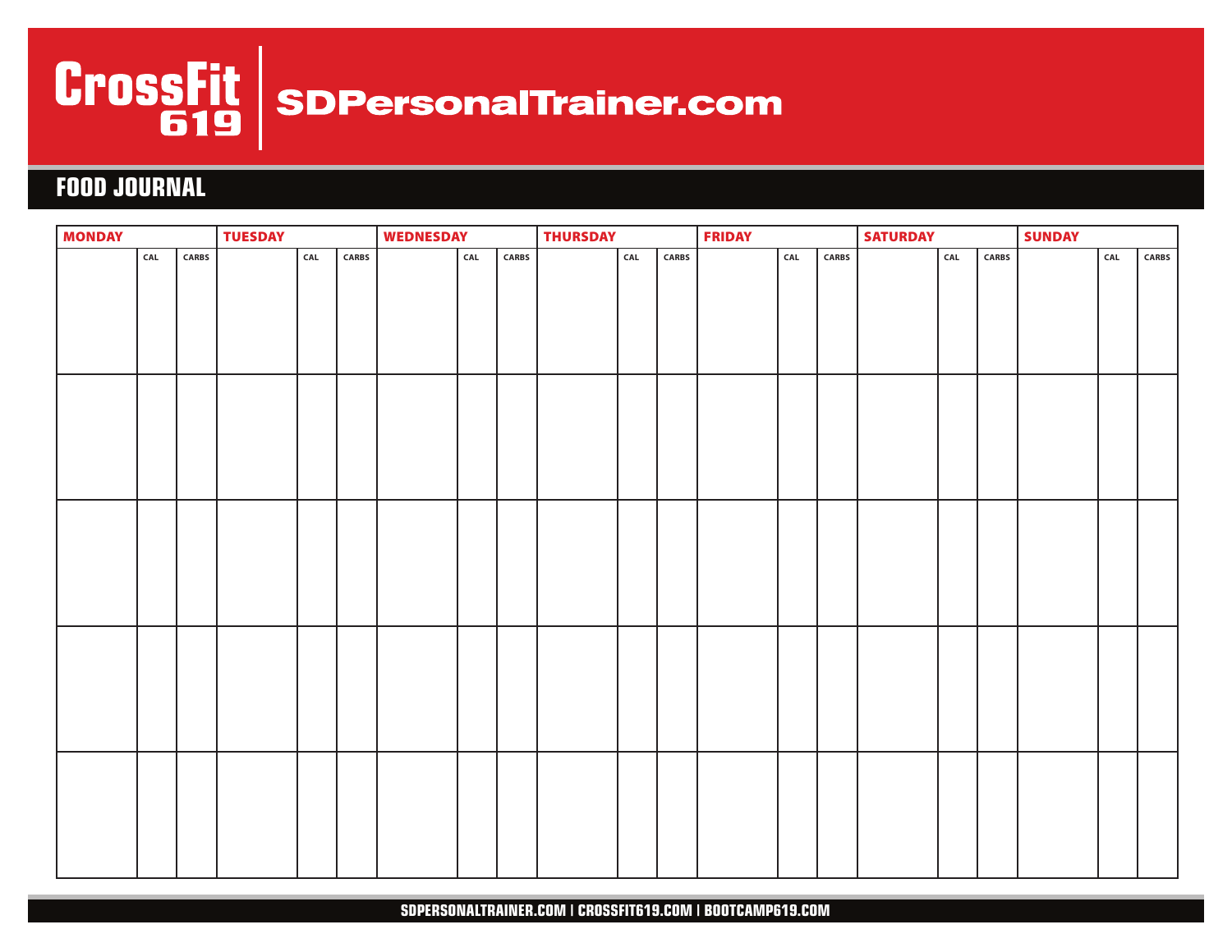CrossFit 619 | SDPersonalTrainer.com

## FOOD JOURNAL

| MONDAY | | | TUESDAY | | | WEDNESDAY | | | THURSDAY | | | FRIDAY | | | SATURDAY | | | SUNDAY | | |
|---|---|---|---|---|---|---|---|---|---|---|---|---|---|---|---|---|---|---|---|---|
| | CAL | CARBS | | CAL | CARBS | | CAL | CARBS | | CAL | CARBS | | CAL | CARBS | | CAL | CARBS | | CAL | CARBS |
| | | | | | | | | | | | | | | | | | | | | |
| | | | | | | | | | | | | | | | | | | | | |
| | | | | | | | | | | | | | | | | | | | | |
| | | | | | | | | | | | | | | | | | | | | |

SDPERSONALTRAINER.COM | CROSSFIT619.COM | BOOTCAMP619.COM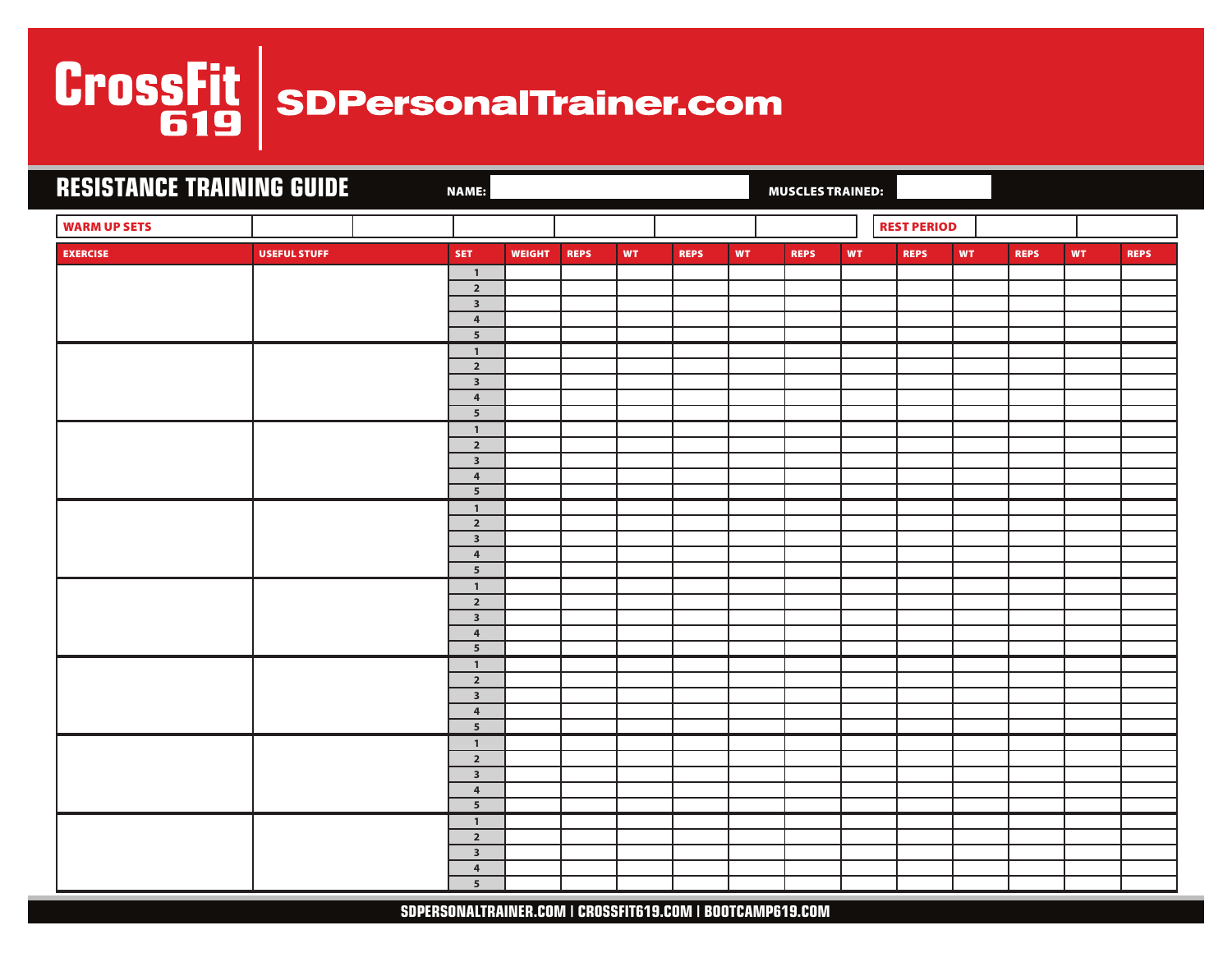# CrossFit 619 | SDPersonalTrainer.com

## RESISTANCE TRAINING GUIDE

**NAME:** ____________________ **MUSCLES TRAINED:** ____________

| WARM UP SETS | | | | | | | REST PERIOD | | |
|---|---|---|---|---|---|---|---|---|---|
| | | | | | | | | | |

| EXERCISE | USEFUL STUFF | SET | WEIGHT | REPS | WT | REPS | WT | REPS | WT | REPS | WT | REPS | WT | REPS |
|---|---|---|---|---|---|---|---|---|---|---|---|---|---|---|
| | | 1 | | | | | | | | | | | | |
| | | 2 | | | | | | | | | | | | |
| | | 3 | | | | | | | | | | | | |
| | | 4 | | | | | | | | | | | | |
| | | 5 | | | | | | | | | | | | |
| | | 1 | | | | | | | | | | | | |
| | | 2 | | | | | | | | | | | | |
| | | 3 | | | | | | | | | | | | |
| | | 4 | | | | | | | | | | | | |
| | | 5 | | | | | | | | | | | | |
| | | 1 | | | | | | | | | | | | |
| | | 2 | | | | | | | | | | | | |
| | | 3 | | | | | | | | | | | | |
| | | 4 | | | | | | | | | | | | |
| | | 5 | | | | | | | | | | | | |
| | | 1 | | | | | | | | | | | | |
| | | 2 | | | | | | | | | | | | |
| | | 3 | | | | | | | | | | | | |
| | | 4 | | | | | | | | | | | | |
| | | 5 | | | | | | | | | | | | |
| | | 1 | | | | | | | | | | | | |
| | | 2 | | | | | | | | | | | | |
| | | 3 | | | | | | | | | | | | |
| | | 4 | | | | | | | | | | | | |
| | | 5 | | | | | | | | | | | | |
| | | 1 | | | | | | | | | | | | |
| | | 2 | | | | | | | | | | | | |
| | | 3 | | | | | | | | | | | | |
| | | 4 | | | | | | | | | | | | |
| | | 5 | | | | | | | | | | | | |
| | | 1 | | | | | | | | | | | | |
| | | 2 | | | | | | | | | | | | |
| | | 3 | | | | | | | | | | | | |
| | | 4 | | | | | | | | | | | | |
| | | 5 | | | | | | | | | | | | |
| | | 1 | | | | | | | | | | | | |
| | | 2 | | | | | | | | | | | | |
| | | 3 | | | | | | | | | | | | |
| | | 4 | | | | | | | | | | | | |
| | | 5 | | | | | | | | | | | | |

SDPERSONALTRAINER.COM | CROSSFIT619.COM | BOOTCAMP619.COM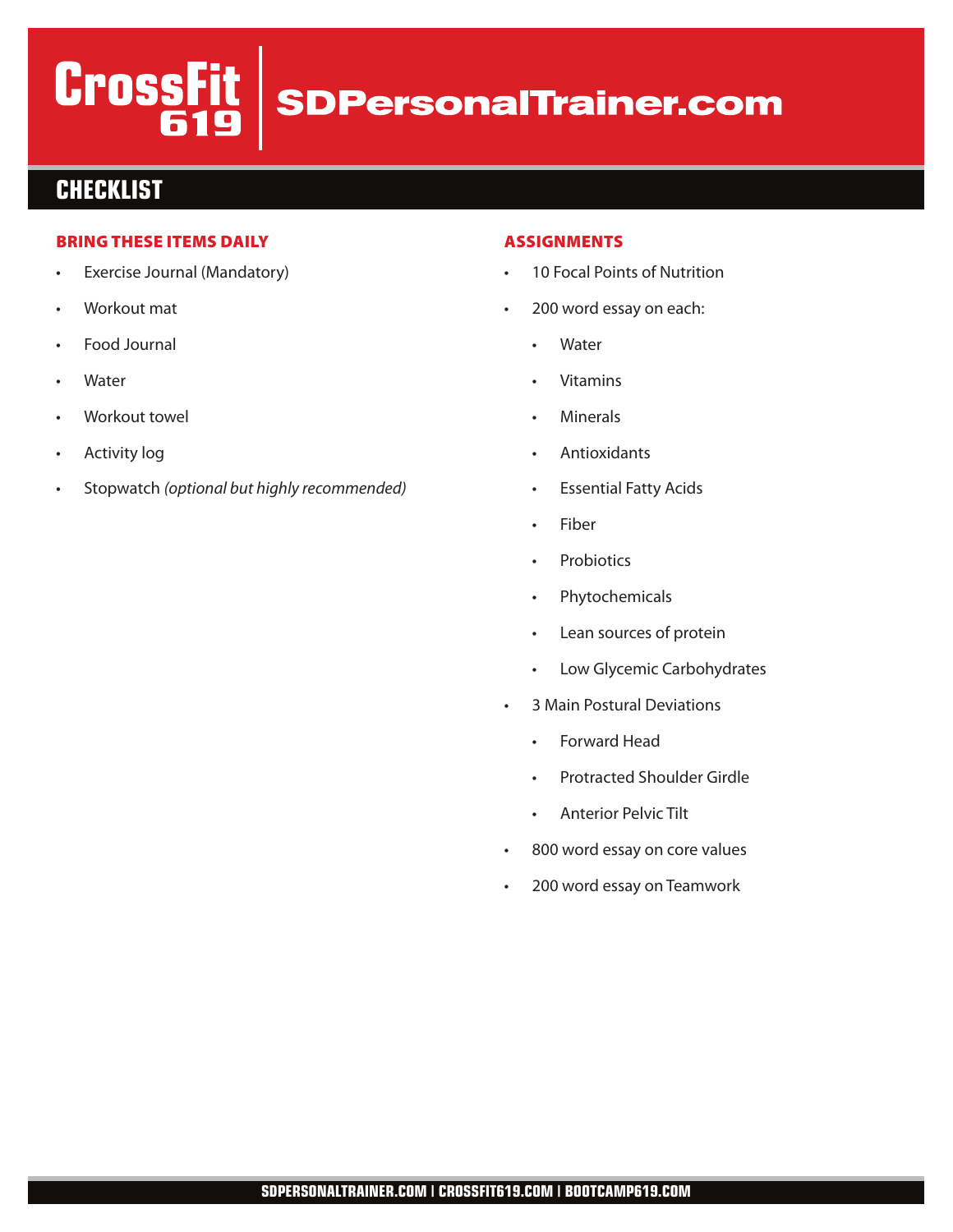# CHECKLIST

## BRING THESE ITEMS DAILY

- Exercise Journal (Mandatory)
- Workout mat
- Food Journal
- Water
- Workout towel
- Activity log
- Stopwatch *(optional but highly recommended)*

## ASSIGNMENTS

- 10 Focal Points of Nutrition
- 200 word essay on each:
  - Water
  - Vitamins
  - Minerals
  - Antioxidants
  - Essential Fatty Acids
  - Fiber
  - Probiotics
  - Phytochemicals
  - Lean sources of protein
  - Low Glycemic Carbohydrates
- 3 Main Postural Deviations
  - Forward Head
  - Protracted Shoulder Girdle
  - Anterior Pelvic Tilt
- 800 word essay on core values
- 200 word essay on Teamwork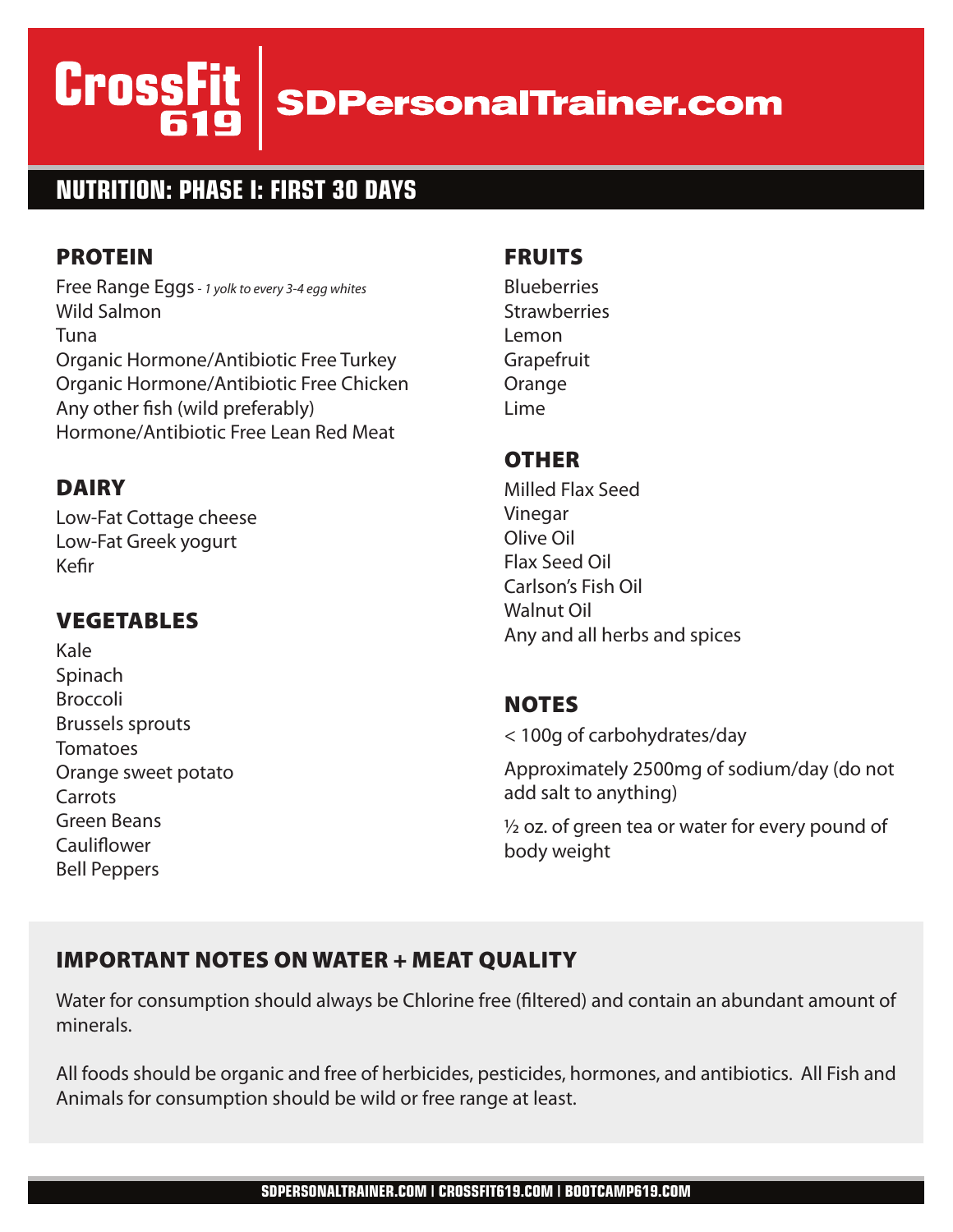# CrossFit 619 | SDPersonalTrainer.com

## NUTRITION: PHASE I: FIRST 30 DAYS

### PROTEIN

Free Range Eggs - *1 yolk to every 3-4 egg whites*
Wild Salmon
Tuna
Organic Hormone/Antibiotic Free Turkey
Organic Hormone/Antibiotic Free Chicken
Any other fish (wild preferably)
Hormone/Antibiotic Free Lean Red Meat

### DAIRY

Low-Fat Cottage cheese
Low-Fat Greek yogurt
Kefir

### VEGETABLES

Kale
Spinach
Broccoli
Brussels sprouts
Tomatoes
Orange sweet potato
Carrots
Green Beans
Cauliflower
Bell Peppers

### FRUITS

Blueberries
Strawberries
Lemon
Grapefruit
Orange
Lime

### OTHER

Milled Flax Seed
Vinegar
Olive Oil
Flax Seed Oil
Carlson's Fish Oil
Walnut Oil
Any and all herbs and spices

### NOTES

< 100g of carbohydrates/day

Approximately 2500mg of sodium/day (do not add salt to anything)

½ oz. of green tea or water for every pound of body weight

### IMPORTANT NOTES ON WATER + MEAT QUALITY

Water for consumption should always be Chlorine free (filtered) and contain an abundant amount of minerals.

All foods should be organic and free of herbicides, pesticides, hormones, and antibiotics. All Fish and Animals for consumption should be wild or free range at least.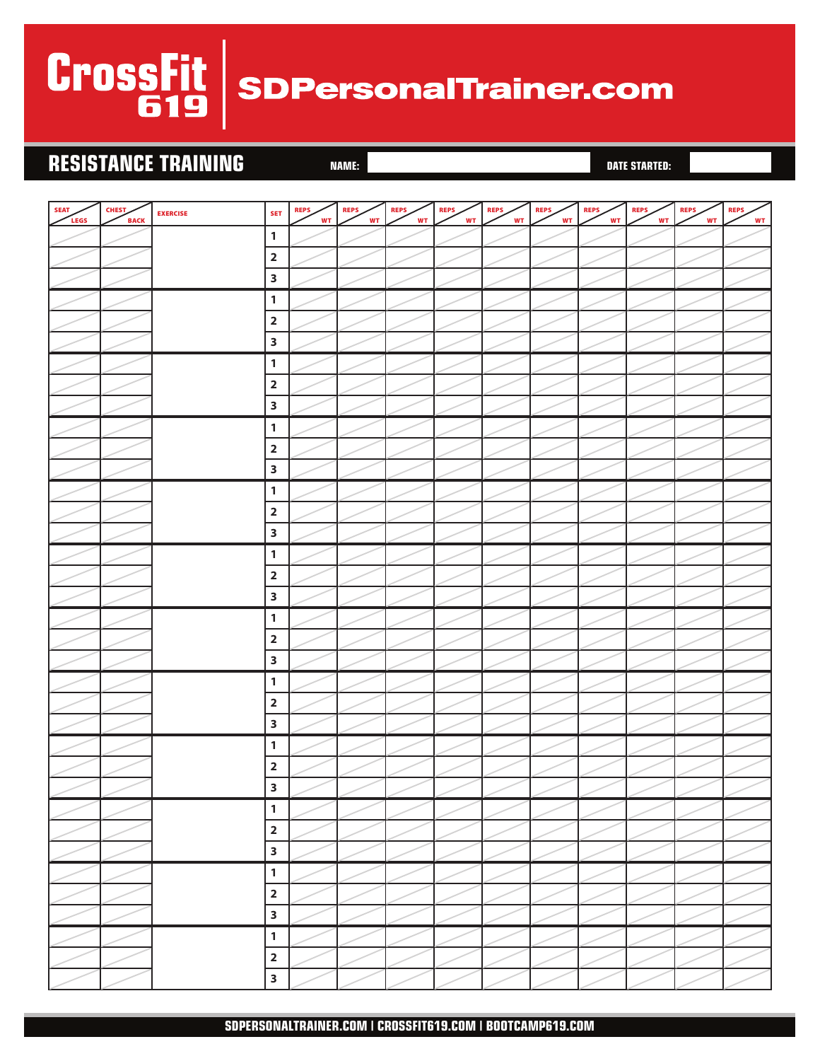# CrossFit 619 | SDPersonalTrainer.com

## RESISTANCE TRAINING

**NAME:** 

**DATE STARTED:** 

| SEAT / LEGS | CHEST / BACK | EXERCISE | SET | REPS / WT | REPS / WT | REPS / WT | REPS / WT | REPS / WT | REPS / WT | REPS / WT | REPS / WT | REPS / WT | REPS / WT |
|---|---|---|---|---|---|---|---|---|---|---|---|---|---|
| | | | 1 | | | | | | | | | | |
| | | | 2 | | | | | | | | | | |
| | | | 3 | | | | | | | | | | |
| | | | 1 | | | | | | | | | | |
| | | | 2 | | | | | | | | | | |
| | | | 3 | | | | | | | | | | |
| | | | 1 | | | | | | | | | | |
| | | | 2 | | | | | | | | | | |
| | | | 3 | | | | | | | | | | |
| | | | 1 | | | | | | | | | | |
| | | | 2 | | | | | | | | | | |
| | | | 3 | | | | | | | | | | |
| | | | 1 | | | | | | | | | | |
| | | | 2 | | | | | | | | | | |
| | | | 3 | | | | | | | | | | |
| | | | 1 | | | | | | | | | | |
| | | | 2 | | | | | | | | | | |
| | | | 3 | | | | | | | | | | |
| | | | 1 | | | | | | | | | | |
| | | | 2 | | | | | | | | | | |
| | | | 3 | | | | | | | | | | |
| | | | 1 | | | | | | | | | | |
| | | | 2 | | | | | | | | | | |
| | | | 3 | | | | | | | | | | |
| | | | 1 | | | | | | | | | | |
| | | | 2 | | | | | | | | | | |
| | | | 3 | | | | | | | | | | |
| | | | 1 | | | | | | | | | | |
| | | | 2 | | | | | | | | | | |
| | | | 3 | | | | | | | | | | |
| | | | 1 | | | | | | | | | | |
| | | | 2 | | | | | | | | | | |
| | | | 3 | | | | | | | | | | |
| | | | 1 | | | | | | | | | | |
| | | | 2 | | | | | | | | | | |
| | | | 3 | | | | | | | | | | |

SDPERSONALTRAINER.COM | CROSSFIT619.COM | BOOTCAMP619.COM